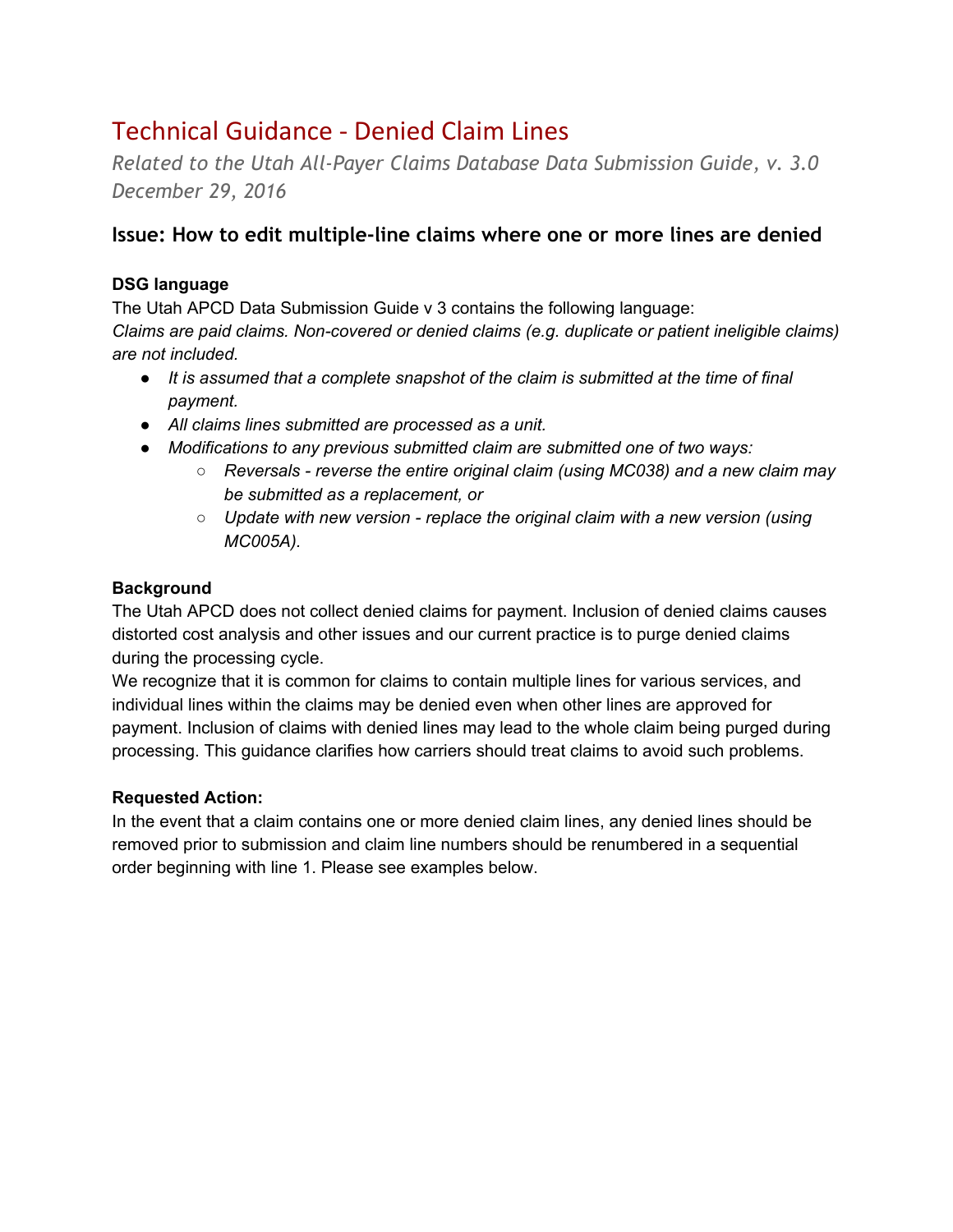# Technical Guidance - Denied Claim Lines

*Related to the Utah All-Payer Claims Database Data Submission Guide, v. 3.0*
*December 29, 2016*

## Issue: How to edit multiple-line claims where one or more lines are denied

**DSG language**

The Utah APCD Data Submission Guide v 3 contains the following language:
*Claims are paid claims. Non-covered or denied claims (e.g. duplicate or patient ineligible claims) are not included.*

- *It is assumed that a complete snapshot of the claim is submitted at the time of final payment.*
- *All claims lines submitted are processed as a unit.*
- *Modifications to any previous submitted claim are submitted one of two ways:*
    - *Reversals - reverse the entire original claim (using MC038) and a new claim may be submitted as a replacement, or*
    - *Update with new version - replace the original claim with a new version (using MC005A).*

**Background**

The Utah APCD does not collect denied claims for payment. Inclusion of denied claims causes distorted cost analysis and other issues and our current practice is to purge denied claims during the processing cycle.
We recognize that it is common for claims to contain multiple lines for various services, and individual lines within the claims may be denied even when other lines are approved for payment. Inclusion of claims with denied lines may lead to the whole claim being purged during processing. This guidance clarifies how carriers should treat claims to avoid such problems.

**Requested Action:**

In the event that a claim contains one or more denied claim lines, any denied lines should be removed prior to submission and claim line numbers should be renumbered in a sequential order beginning with line 1. Please see examples below.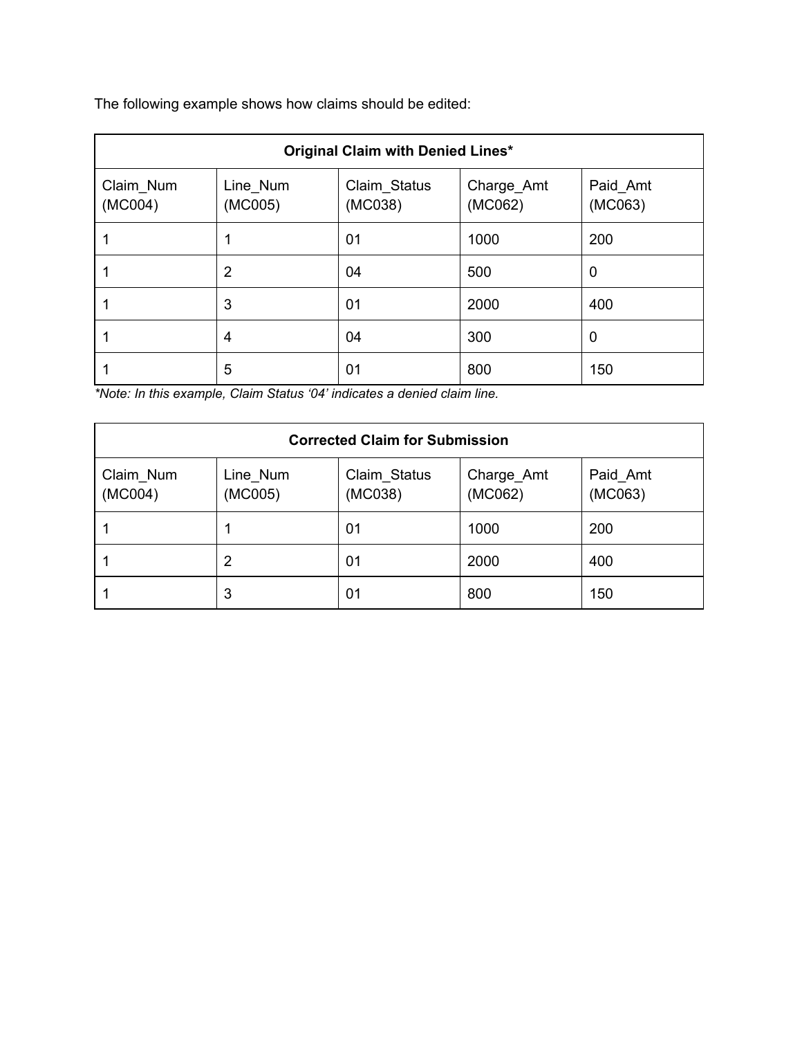The following example shows how claims should be edited:

| Original Claim with Denied Lines* | | | | |
|---|---|---|---|---|
| Claim_Num (MC004) | Line_Num (MC005) | Claim_Status (MC038) | Charge_Amt (MC062) | Paid_Amt (MC063) |
| 1 | 1 | 01 | 1000 | 200 |
| 1 | 2 | 04 | 500 | 0 |
| 1 | 3 | 01 | 2000 | 400 |
| 1 | 4 | 04 | 300 | 0 |
| 1 | 5 | 01 | 800 | 150 |

*\*Note: In this example, Claim Status ‘04’ indicates a denied claim line.*

| Corrected Claim for Submission | | | | |
|---|---|---|---|---|
| Claim_Num (MC004) | Line_Num (MC005) | Claim_Status (MC038) | Charge_Amt (MC062) | Paid_Amt (MC063) |
| 1 | 1 | 01 | 1000 | 200 |
| 1 | 2 | 01 | 2000 | 400 |
| 1 | 3 | 01 | 800 | 150 |